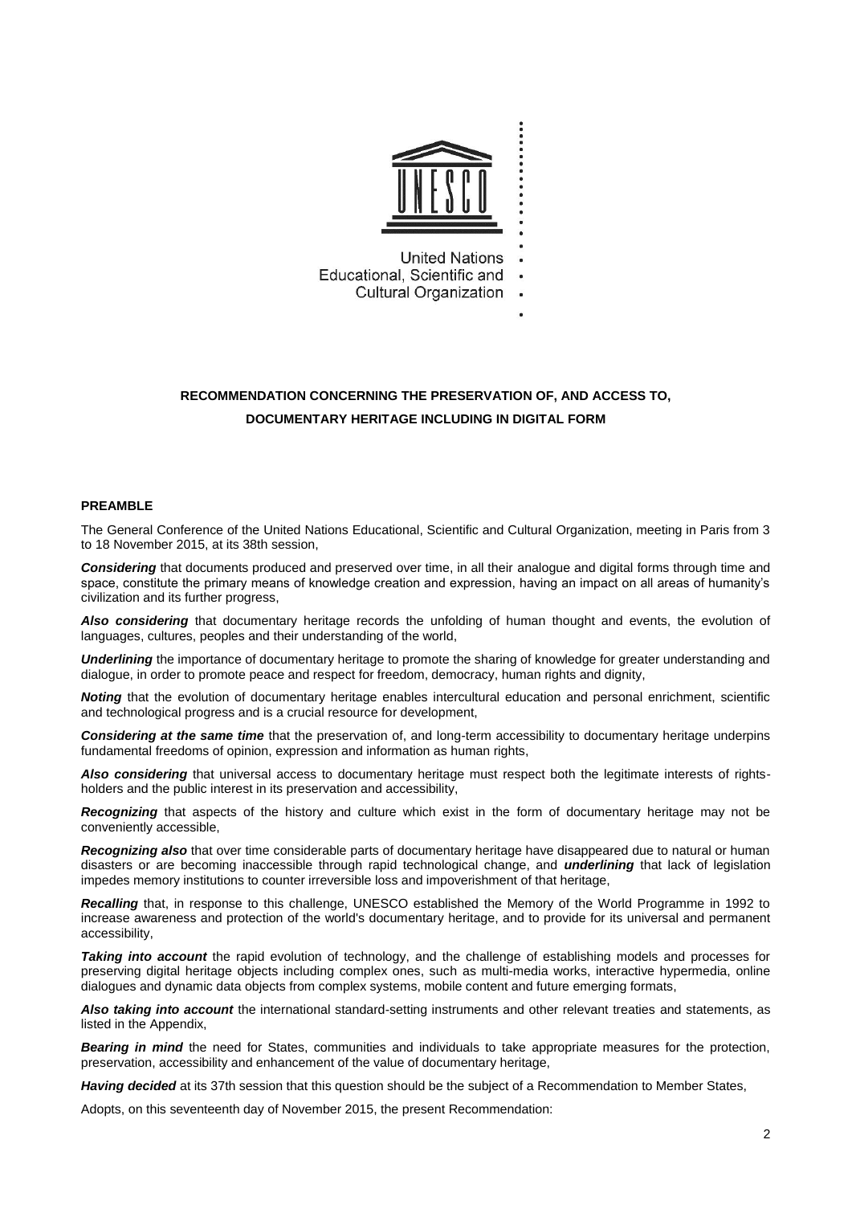United Nations
Educational, Scientific and
Cultural Organization

# RECOMMENDATION CONCERNING THE PRESERVATION OF, AND ACCESS TO, DOCUMENTARY HERITAGE INCLUDING IN DIGITAL FORM

## PREAMBLE

The General Conference of the United Nations Educational, Scientific and Cultural Organization, meeting in Paris from 3 to 18 November 2015, at its 38th session,

***Considering*** that documents produced and preserved over time, in all their analogue and digital forms through time and space, constitute the primary means of knowledge creation and expression, having an impact on all areas of humanity's civilization and its further progress,

***Also considering*** that documentary heritage records the unfolding of human thought and events, the evolution of languages, cultures, peoples and their understanding of the world,

***Underlining*** the importance of documentary heritage to promote the sharing of knowledge for greater understanding and dialogue, in order to promote peace and respect for freedom, democracy, human rights and dignity,

***Noting*** that the evolution of documentary heritage enables intercultural education and personal enrichment, scientific and technological progress and is a crucial resource for development,

***Considering at the same time*** that the preservation of, and long-term accessibility to documentary heritage underpins fundamental freedoms of opinion, expression and information as human rights,

***Also considering*** that universal access to documentary heritage must respect both the legitimate interests of rights-holders and the public interest in its preservation and accessibility,

***Recognizing*** that aspects of the history and culture which exist in the form of documentary heritage may not be conveniently accessible,

***Recognizing also*** that over time considerable parts of documentary heritage have disappeared due to natural or human disasters or are becoming inaccessible through rapid technological change, and ***underlining*** that lack of legislation impedes memory institutions to counter irreversible loss and impoverishment of that heritage,

***Recalling*** that, in response to this challenge, UNESCO established the Memory of the World Programme in 1992 to increase awareness and protection of the world's documentary heritage, and to provide for its universal and permanent accessibility,

***Taking into account*** the rapid evolution of technology, and the challenge of establishing models and processes for preserving digital heritage objects including complex ones, such as multi-media works, interactive hypermedia, online dialogues and dynamic data objects from complex systems, mobile content and future emerging formats,

***Also taking into account*** the international standard-setting instruments and other relevant treaties and statements, as listed in the Appendix,

***Bearing in mind*** the need for States, communities and individuals to take appropriate measures for the protection, preservation, accessibility and enhancement of the value of documentary heritage,

***Having decided*** at its 37th session that this question should be the subject of a Recommendation to Member States,

Adopts, on this seventeenth day of November 2015, the present Recommendation: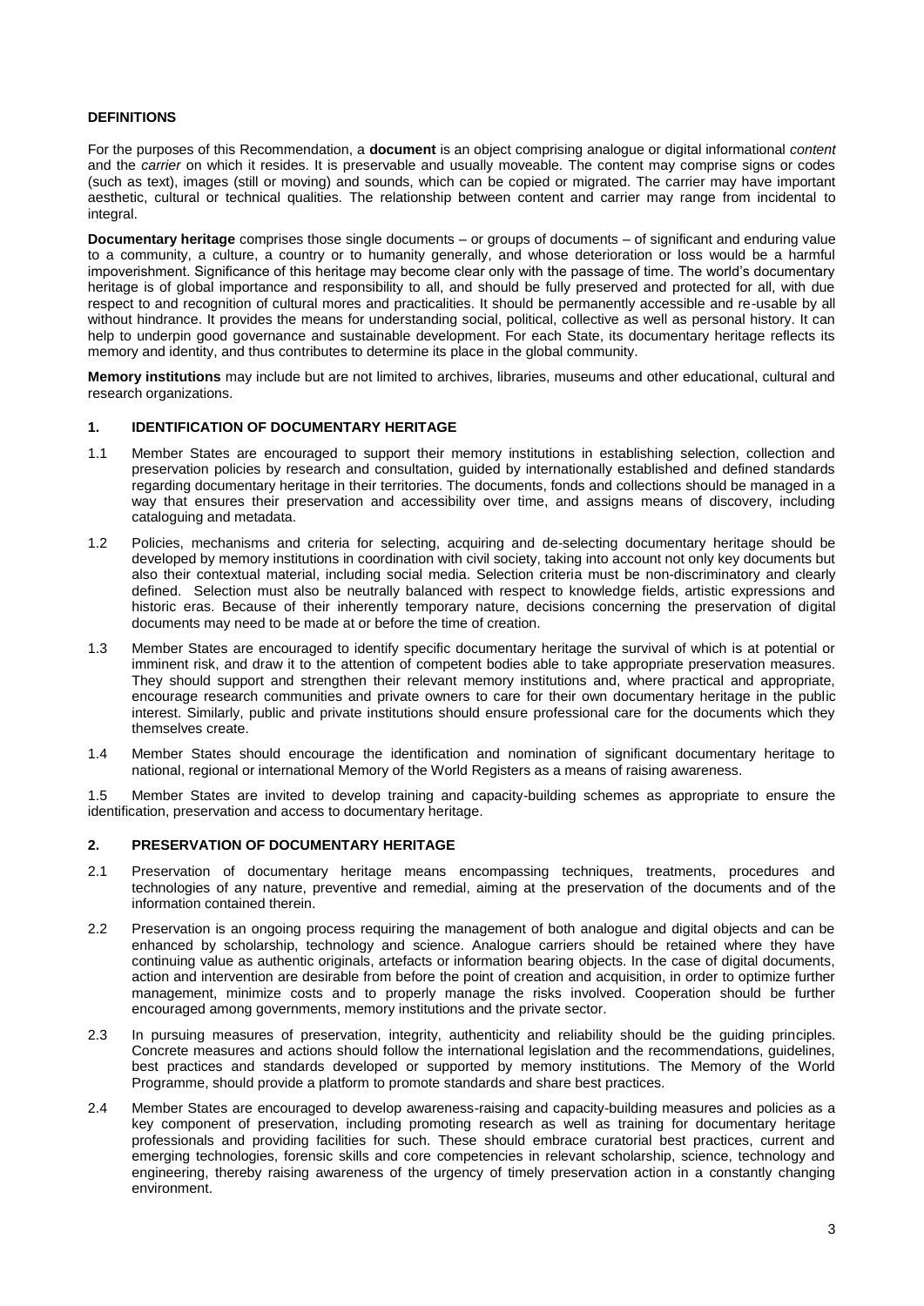## DEFINITIONS

For the purposes of this Recommendation, a **document** is an object comprising analogue or digital informational *content* and the *carrier* on which it resides. It is preservable and usually moveable. The content may comprise signs or codes (such as text), images (still or moving) and sounds, which can be copied or migrated. The carrier may have important aesthetic, cultural or technical qualities. The relationship between content and carrier may range from incidental to integral.

**Documentary heritage** comprises those single documents – or groups of documents – of significant and enduring value to a community, a culture, a country or to humanity generally, and whose deterioration or loss would be a harmful impoverishment. Significance of this heritage may become clear only with the passage of time. The world's documentary heritage is of global importance and responsibility to all, and should be fully preserved and protected for all, with due respect to and recognition of cultural mores and practicalities. It should be permanently accessible and re-usable by all without hindrance. It provides the means for understanding social, political, collective as well as personal history. It can help to underpin good governance and sustainable development. For each State, its documentary heritage reflects its memory and identity, and thus contributes to determine its place in the global community.

**Memory institutions** may include but are not limited to archives, libraries, museums and other educational, cultural and research organizations.

## 1. IDENTIFICATION OF DOCUMENTARY HERITAGE

1.1 Member States are encouraged to support their memory institutions in establishing selection, collection and preservation policies by research and consultation, guided by internationally established and defined standards regarding documentary heritage in their territories. The documents, fonds and collections should be managed in a way that ensures their preservation and accessibility over time, and assigns means of discovery, including cataloguing and metadata.

1.2 Policies, mechanisms and criteria for selecting, acquiring and de-selecting documentary heritage should be developed by memory institutions in coordination with civil society, taking into account not only key documents but also their contextual material, including social media. Selection criteria must be non-discriminatory and clearly defined. Selection must also be neutrally balanced with respect to knowledge fields, artistic expressions and historic eras. Because of their inherently temporary nature, decisions concerning the preservation of digital documents may need to be made at or before the time of creation.

1.3 Member States are encouraged to identify specific documentary heritage the survival of which is at potential or imminent risk, and draw it to the attention of competent bodies able to take appropriate preservation measures. They should support and strengthen their relevant memory institutions and, where practical and appropriate, encourage research communities and private owners to care for their own documentary heritage in the public interest. Similarly, public and private institutions should ensure professional care for the documents which they themselves create.

1.4 Member States should encourage the identification and nomination of significant documentary heritage to national, regional or international Memory of the World Registers as a means of raising awareness.

1.5 Member States are invited to develop training and capacity-building schemes as appropriate to ensure the identification, preservation and access to documentary heritage.

## 2. PRESERVATION OF DOCUMENTARY HERITAGE

2.1 Preservation of documentary heritage means encompassing techniques, treatments, procedures and technologies of any nature, preventive and remedial, aiming at the preservation of the documents and of the information contained therein.

2.2 Preservation is an ongoing process requiring the management of both analogue and digital objects and can be enhanced by scholarship, technology and science. Analogue carriers should be retained where they have continuing value as authentic originals, artefacts or information bearing objects. In the case of digital documents, action and intervention are desirable from before the point of creation and acquisition, in order to optimize further management, minimize costs and to properly manage the risks involved. Cooperation should be further encouraged among governments, memory institutions and the private sector.

2.3 In pursuing measures of preservation, integrity, authenticity and reliability should be the guiding principles. Concrete measures and actions should follow the international legislation and the recommendations, guidelines, best practices and standards developed or supported by memory institutions. The Memory of the World Programme, should provide a platform to promote standards and share best practices.

2.4 Member States are encouraged to develop awareness-raising and capacity-building measures and policies as a key component of preservation, including promoting research as well as training for documentary heritage professionals and providing facilities for such. These should embrace curatorial best practices, current and emerging technologies, forensic skills and core competencies in relevant scholarship, science, technology and engineering, thereby raising awareness of the urgency of timely preservation action in a constantly changing environment.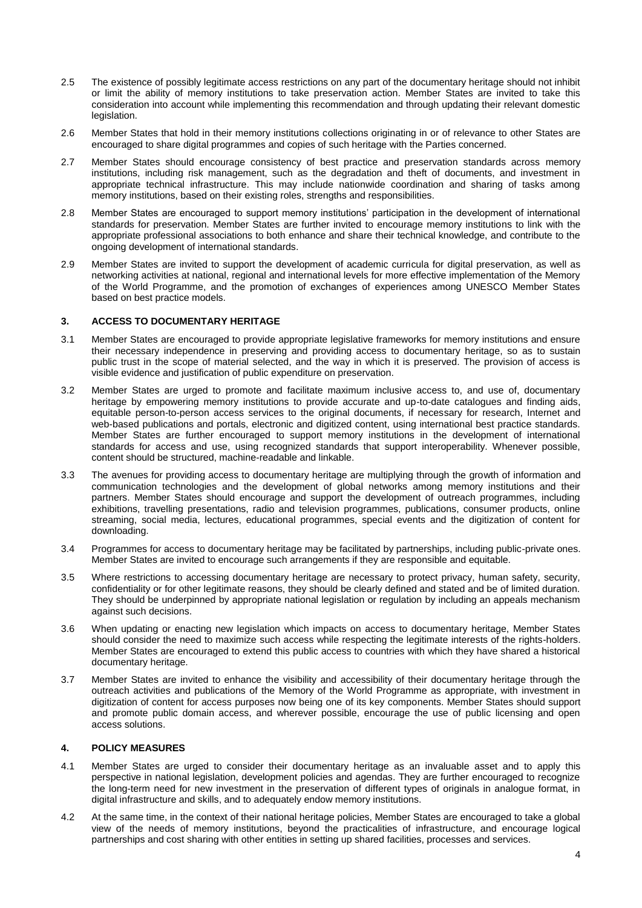2.5 The existence of possibly legitimate access restrictions on any part of the documentary heritage should not inhibit or limit the ability of memory institutions to take preservation action. Member States are invited to take this consideration into account while implementing this recommendation and through updating their relevant domestic legislation.

2.6 Member States that hold in their memory institutions collections originating in or of relevance to other States are encouraged to share digital programmes and copies of such heritage with the Parties concerned.

2.7 Member States should encourage consistency of best practice and preservation standards across memory institutions, including risk management, such as the degradation and theft of documents, and investment in appropriate technical infrastructure. This may include nationwide coordination and sharing of tasks among memory institutions, based on their existing roles, strengths and responsibilities.

2.8 Member States are encouraged to support memory institutions' participation in the development of international standards for preservation. Member States are further invited to encourage memory institutions to link with the appropriate professional associations to both enhance and share their technical knowledge, and contribute to the ongoing development of international standards.

2.9 Member States are invited to support the development of academic curricula for digital preservation, as well as networking activities at national, regional and international levels for more effective implementation of the Memory of the World Programme, and the promotion of exchanges of experiences among UNESCO Member States based on best practice models.

## 3. ACCESS TO DOCUMENTARY HERITAGE

3.1 Member States are encouraged to provide appropriate legislative frameworks for memory institutions and ensure their necessary independence in preserving and providing access to documentary heritage, so as to sustain public trust in the scope of material selected, and the way in which it is preserved. The provision of access is visible evidence and justification of public expenditure on preservation.

3.2 Member States are urged to promote and facilitate maximum inclusive access to, and use of, documentary heritage by empowering memory institutions to provide accurate and up-to-date catalogues and finding aids, equitable person-to-person access services to the original documents, if necessary for research, Internet and web-based publications and portals, electronic and digitized content, using international best practice standards. Member States are further encouraged to support memory institutions in the development of international standards for access and use, using recognized standards that support interoperability. Whenever possible, content should be structured, machine-readable and linkable.

3.3 The avenues for providing access to documentary heritage are multiplying through the growth of information and communication technologies and the development of global networks among memory institutions and their partners. Member States should encourage and support the development of outreach programmes, including exhibitions, travelling presentations, radio and television programmes, publications, consumer products, online streaming, social media, lectures, educational programmes, special events and the digitization of content for downloading.

3.4 Programmes for access to documentary heritage may be facilitated by partnerships, including public-private ones. Member States are invited to encourage such arrangements if they are responsible and equitable.

3.5 Where restrictions to accessing documentary heritage are necessary to protect privacy, human safety, security, confidentiality or for other legitimate reasons, they should be clearly defined and stated and be of limited duration. They should be underpinned by appropriate national legislation or regulation by including an appeals mechanism against such decisions.

3.6 When updating or enacting new legislation which impacts on access to documentary heritage, Member States should consider the need to maximize such access while respecting the legitimate interests of the rights-holders. Member States are encouraged to extend this public access to countries with which they have shared a historical documentary heritage.

3.7 Member States are invited to enhance the visibility and accessibility of their documentary heritage through the outreach activities and publications of the Memory of the World Programme as appropriate, with investment in digitization of content for access purposes now being one of its key components. Member States should support and promote public domain access, and wherever possible, encourage the use of public licensing and open access solutions.

## 4. POLICY MEASURES

4.1 Member States are urged to consider their documentary heritage as an invaluable asset and to apply this perspective in national legislation, development policies and agendas. They are further encouraged to recognize the long-term need for new investment in the preservation of different types of originals in analogue format, in digital infrastructure and skills, and to adequately endow memory institutions.

4.2 At the same time, in the context of their national heritage policies, Member States are encouraged to take a global view of the needs of memory institutions, beyond the practicalities of infrastructure, and encourage logical partnerships and cost sharing with other entities in setting up shared facilities, processes and services.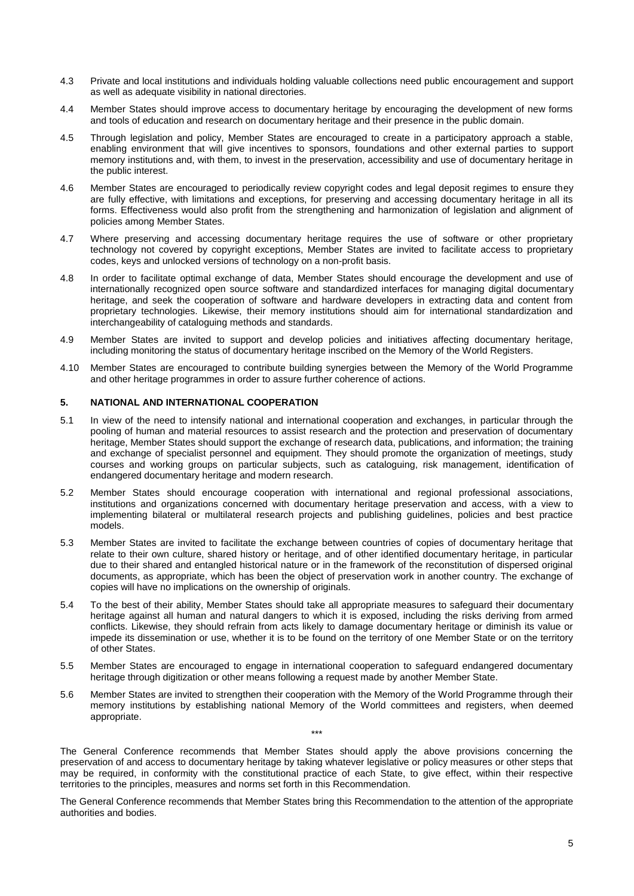4.3 Private and local institutions and individuals holding valuable collections need public encouragement and support as well as adequate visibility in national directories.

4.4 Member States should improve access to documentary heritage by encouraging the development of new forms and tools of education and research on documentary heritage and their presence in the public domain.

4.5 Through legislation and policy, Member States are encouraged to create in a participatory approach a stable, enabling environment that will give incentives to sponsors, foundations and other external parties to support memory institutions and, with them, to invest in the preservation, accessibility and use of documentary heritage in the public interest.

4.6 Member States are encouraged to periodically review copyright codes and legal deposit regimes to ensure they are fully effective, with limitations and exceptions, for preserving and accessing documentary heritage in all its forms. Effectiveness would also profit from the strengthening and harmonization of legislation and alignment of policies among Member States.

4.7 Where preserving and accessing documentary heritage requires the use of software or other proprietary technology not covered by copyright exceptions, Member States are invited to facilitate access to proprietary codes, keys and unlocked versions of technology on a non-profit basis.

4.8 In order to facilitate optimal exchange of data, Member States should encourage the development and use of internationally recognized open source software and standardized interfaces for managing digital documentary heritage, and seek the cooperation of software and hardware developers in extracting data and content from proprietary technologies. Likewise, their memory institutions should aim for international standardization and interchangeability of cataloguing methods and standards.

4.9 Member States are invited to support and develop policies and initiatives affecting documentary heritage, including monitoring the status of documentary heritage inscribed on the Memory of the World Registers.

4.10 Member States are encouraged to contribute building synergies between the Memory of the World Programme and other heritage programmes in order to assure further coherence of actions.

## 5. NATIONAL AND INTERNATIONAL COOPERATION

5.1 In view of the need to intensify national and international cooperation and exchanges, in particular through the pooling of human and material resources to assist research and the protection and preservation of documentary heritage, Member States should support the exchange of research data, publications, and information; the training and exchange of specialist personnel and equipment. They should promote the organization of meetings, study courses and working groups on particular subjects, such as cataloguing, risk management, identification of endangered documentary heritage and modern research.

5.2 Member States should encourage cooperation with international and regional professional associations, institutions and organizations concerned with documentary heritage preservation and access, with a view to implementing bilateral or multilateral research projects and publishing guidelines, policies and best practice models.

5.3 Member States are invited to facilitate the exchange between countries of copies of documentary heritage that relate to their own culture, shared history or heritage, and of other identified documentary heritage, in particular due to their shared and entangled historical nature or in the framework of the reconstitution of dispersed original documents, as appropriate, which has been the object of preservation work in another country. The exchange of copies will have no implications on the ownership of originals.

5.4 To the best of their ability, Member States should take all appropriate measures to safeguard their documentary heritage against all human and natural dangers to which it is exposed, including the risks deriving from armed conflicts. Likewise, they should refrain from acts likely to damage documentary heritage or diminish its value or impede its dissemination or use, whether it is to be found on the territory of one Member State or on the territory of other States.

5.5 Member States are encouraged to engage in international cooperation to safeguard endangered documentary heritage through digitization or other means following a request made by another Member State.

5.6 Member States are invited to strengthen their cooperation with the Memory of the World Programme through their memory institutions by establishing national Memory of the World committees and registers, when deemed appropriate.

***

The General Conference recommends that Member States should apply the above provisions concerning the preservation of and access to documentary heritage by taking whatever legislative or policy measures or other steps that may be required, in conformity with the constitutional practice of each State, to give effect, within their respective territories to the principles, measures and norms set forth in this Recommendation.

The General Conference recommends that Member States bring this Recommendation to the attention of the appropriate authorities and bodies.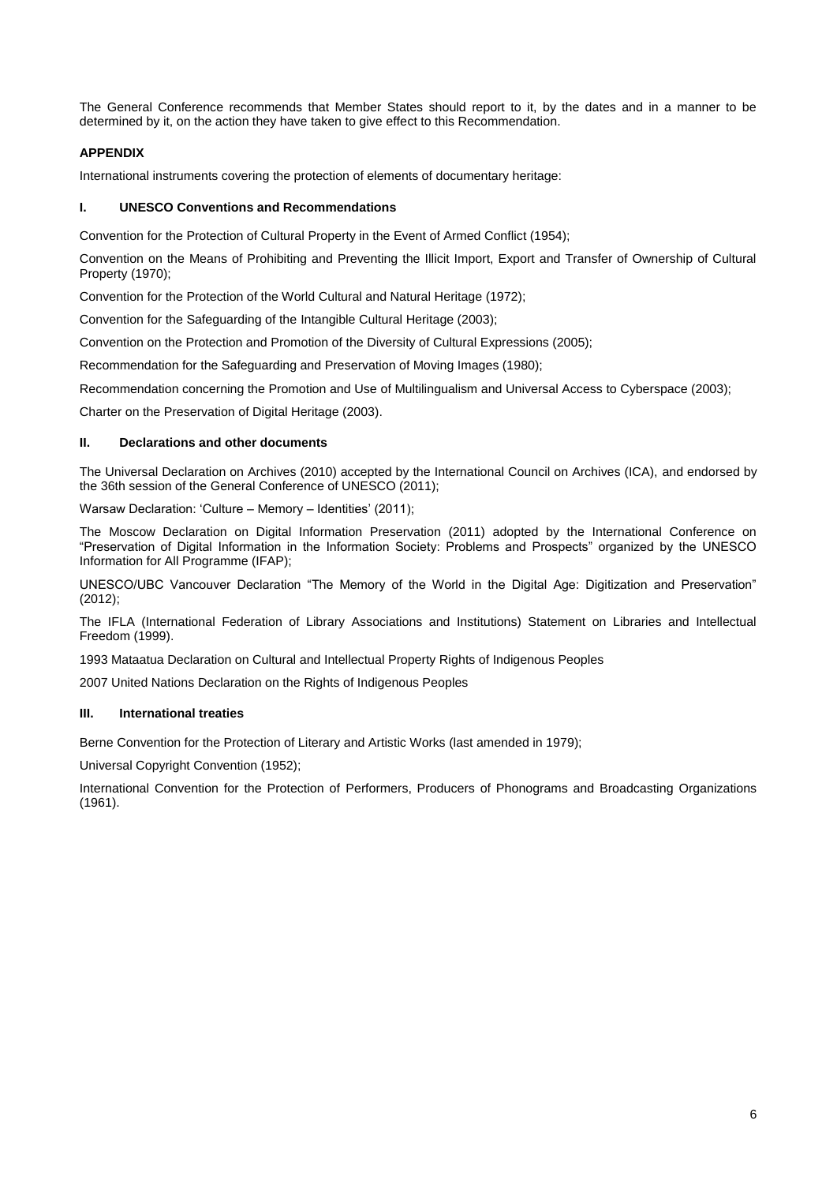The General Conference recommends that Member States should report to it, by the dates and in a manner to be determined by it, on the action they have taken to give effect to this Recommendation.

## APPENDIX

International instruments covering the protection of elements of documentary heritage:

### I. UNESCO Conventions and Recommendations

Convention for the Protection of Cultural Property in the Event of Armed Conflict (1954);

Convention on the Means of Prohibiting and Preventing the Illicit Import, Export and Transfer of Ownership of Cultural Property (1970);

Convention for the Protection of the World Cultural and Natural Heritage (1972);

Convention for the Safeguarding of the Intangible Cultural Heritage (2003);

Convention on the Protection and Promotion of the Diversity of Cultural Expressions (2005);

Recommendation for the Safeguarding and Preservation of Moving Images (1980);

Recommendation concerning the Promotion and Use of Multilingualism and Universal Access to Cyberspace (2003);

Charter on the Preservation of Digital Heritage (2003).

### II. Declarations and other documents

The Universal Declaration on Archives (2010) accepted by the International Council on Archives (ICA), and endorsed by the 36th session of the General Conference of UNESCO (2011);

Warsaw Declaration: 'Culture – Memory – Identities' (2011);

The Moscow Declaration on Digital Information Preservation (2011) adopted by the International Conference on "Preservation of Digital Information in the Information Society: Problems and Prospects" organized by the UNESCO Information for All Programme (IFAP);

UNESCO/UBC Vancouver Declaration "The Memory of the World in the Digital Age: Digitization and Preservation" (2012);

The IFLA (International Federation of Library Associations and Institutions) Statement on Libraries and Intellectual Freedom (1999).

1993 Mataatua Declaration on Cultural and Intellectual Property Rights of Indigenous Peoples

2007 United Nations Declaration on the Rights of Indigenous Peoples

### III. International treaties

Berne Convention for the Protection of Literary and Artistic Works (last amended in 1979);

Universal Copyright Convention (1952);

International Convention for the Protection of Performers, Producers of Phonograms and Broadcasting Organizations (1961).